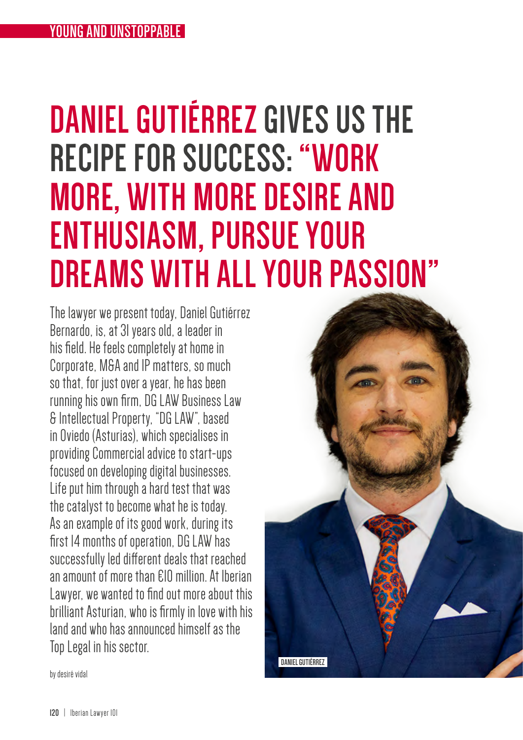YOUNG AND UNSTOPPABLE

# DANIEL GUTIÉRREZ GIVES US THE RECIPE FOR SUCCESS: "WORK MORE, WITH MORE DESIRE AND ENTHUSIASM, PURSUE YOUR DREAMS WITH ALL YOUR PASSION"

The lawyer we present today, Daniel Gutiérrez Bernardo, is, at 31 years old, a leader in his field. He feels completely at home in Corporate, M&A and IP matters, so much so that, for just over a year, he has been running his own firm, DG LAW Business Law & Intellectual Property, "DG LAW", based in Oviedo (Asturias), which specialises in providing Commercial advice to start-ups focused on developing digital businesses. Life put him through a hard test that was the catalyst to become what he is today. As an example of its good work, during its first 14 months of operation, DG LAW has successfully led different deals that reached an amount of more than €10 million. At Iberian Lawyer, we wanted to find out more about this brilliant Asturian, who is firmly in love with his land and who has announced himself as the Top Legal in his sector.

DANIEL GUTIÉRREZ

by desiré vidal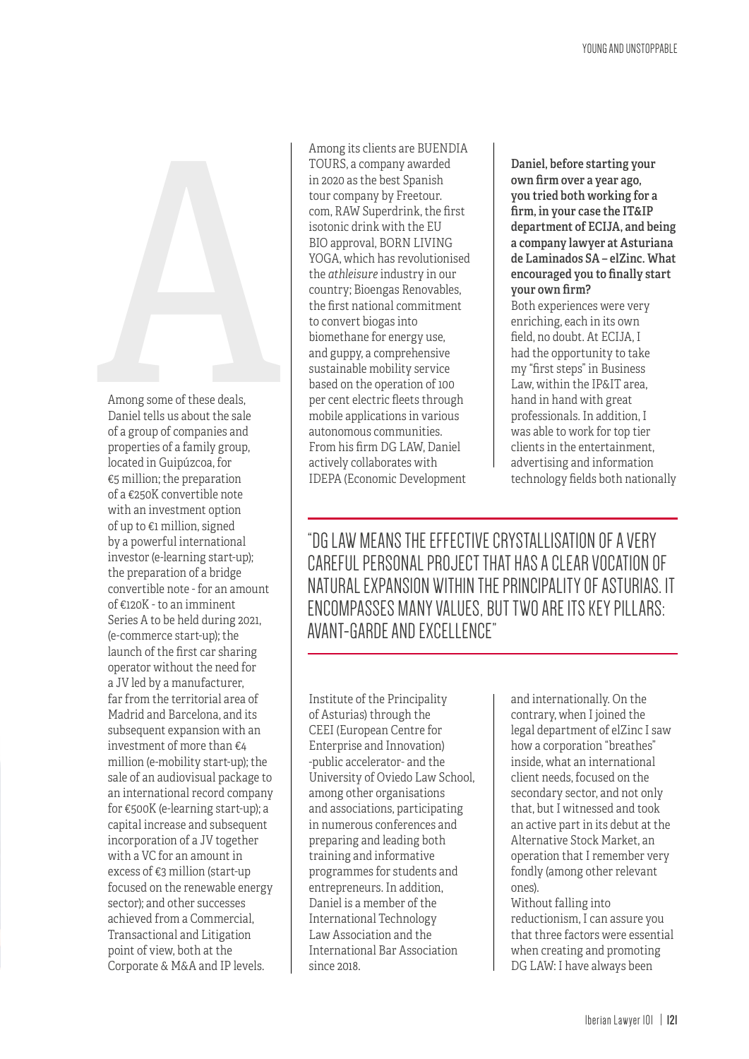Among some of these deals, Daniel tells us about the sale of a group of companies and properties of a family group, located in Guipúzcoa, for €5 million; the preparation of a €250K convertible note with an investment option of up to €1 million, signed by a powerful international investor (e-learning start-up); the preparation of a bridge convertible note - for an amount of €120K - to an imminent Series A to be held during 2021, (e-commerce start-up); the launch of the first car sharing operator without the need for a JV led by a manufacturer, far from the territorial area of Madrid and Barcelona, and its subsequent expansion with an investment of more than €4 million (e-mobility start-up); the sale of an audiovisual package to an international record company for €500K (e-learning start-up); a capital increase and subsequent incorporation of a JV together with a VC for an amount in excess of €3 million (start-up focused on the renewable energy sector); and other successes achieved from a Commercial, Transactional and Litigation point of view, both at the Corporate & M&A and IP levels.

Among its clients are BUENDIA TOURS, a company awarded in 2020 as the best Spanish tour company by Freetour.com, RAW Superdrink, the first isotonic drink with the EU BIO approval, BORN LIVING YOGA, which has revolutionised the *athleisure* industry in our country; Bioengas Renovables, the first national commitment to convert biogas into biomethane for energy use, and guppy, a comprehensive sustainable mobility service based on the operation of 100 per cent electric fleets through mobile applications in various autonomous communities. From his firm DG LAW, Daniel actively collaborates with IDEPA (Economic Development Institute of the Principality of Asturias) through the CEEI (European Centre for Enterprise and Innovation) -public accelerator- and the University of Oviedo Law School, among other organisations and associations, participating in numerous conferences and preparing and leading both training and informative programmes for students and entrepreneurs. In addition, Daniel is a member of the International Technology Law Association and the International Bar Association since 2018.

> "DG LAW MEANS THE EFFECTIVE CRYSTALLISATION OF A VERY CAREFUL PERSONAL PROJECT THAT HAS A CLEAR VOCATION OF NATURAL EXPANSION WITHIN THE PRINCIPALITY OF ASTURIAS. IT ENCOMPASSES MANY VALUES, BUT TWO ARE ITS KEY PILLARS: AVANT-GARDE AND EXCELLENCE"

**Daniel, before starting your own firm over a year ago, you tried both working for a firm, in your case the IT&IP department of ECIJA, and being a company lawyer at Asturiana de Laminados SA – elZinc. What encouraged you to finally start your own firm?**

Both experiences were very enriching, each in its own field, no doubt. At ECIJA, I had the opportunity to take my "first steps" in Business Law, within the IP&IT area, hand in hand with great professionals. In addition, I was able to work for top tier clients in the entertainment, advertising and information technology fields both nationally and internationally. On the contrary, when I joined the legal department of elZinc I saw how a corporation "breathes" inside, what an international client needs, focused on the secondary sector, and not only that, but I witnessed and took an active part in its debut at the Alternative Stock Market, an operation that I remember very fondly (among other relevant ones).

Without falling into reductionism, I can assure you that three factors were essential when creating and promoting DG LAW: I have always been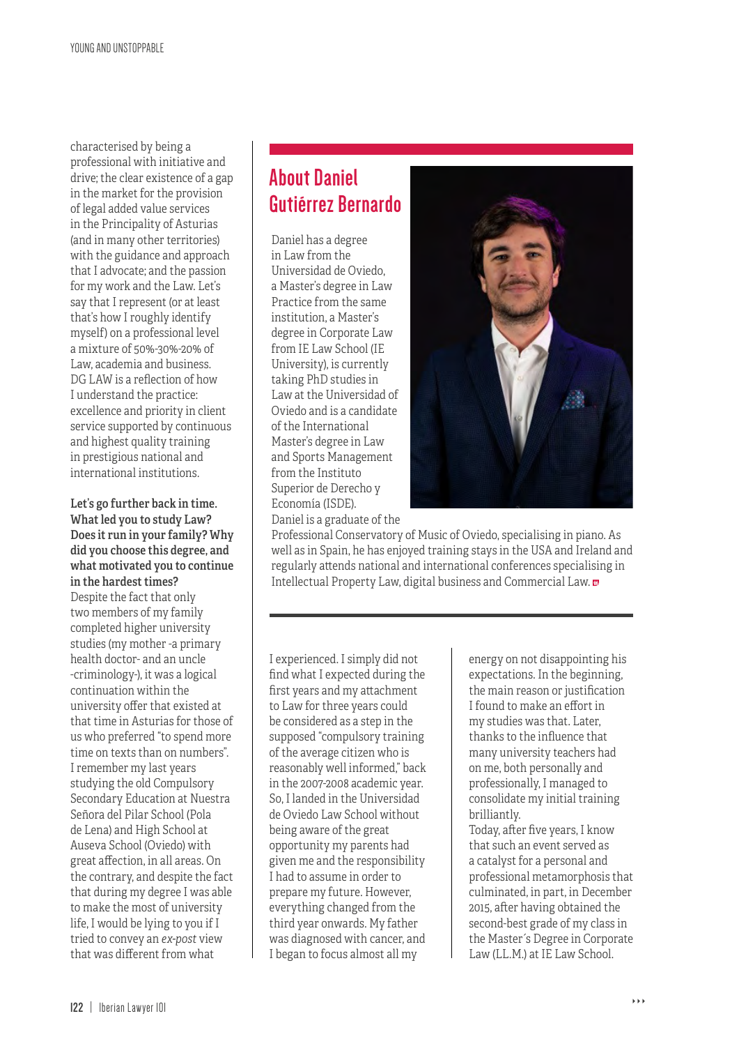characterised by being a professional with initiative and drive; the clear existence of a gap in the market for the provision of legal added value services in the Principality of Asturias (and in many other territories) with the guidance and approach that I advocate; and the passion for my work and the Law. Let's say that I represent (or at least that's how I roughly identify myself) on a professional level a mixture of 50%-30%-20% of Law, academia and business. DG LAW is a reflection of how I understand the practice: excellence and priority in client service supported by continuous and highest quality training in prestigious national and international institutions.

**Let's go further back in time. What led you to study Law? Does it run in your family? Why did you choose this degree, and what motivated you to continue in the hardest times?**

Despite the fact that only two members of my family completed higher university studies (my mother -a primary health doctor- and an uncle -criminology-), it was a logical continuation within the university offer that existed at that time in Asturias for those of us who preferred "to spend more time on texts than on numbers". I remember my last years studying the old Compulsory Secondary Education at Nuestra Señora del Pilar School (Pola de Lena) and High School at Auseva School (Oviedo) with great affection, in all areas. On the contrary, and despite the fact that during my degree I was able to make the most of university life, I would be lying to you if I tried to convey an *ex-post* view that was different from what I experienced. I simply did not find what I expected during the first years and my attachment to Law for those three years could be considered as a step in the supposed "compulsory training of the average citizen who is reasonably well informed," back in the 2007-2008 academic year. So, I landed in the Universidad de Oviedo Law School without being aware of the great opportunity my parents had given me and the responsibility I had to assume in order to prepare my future. However, everything changed from the third year onwards. My father was diagnosed with cancer, and I began to focus almost all my energy on not disappointing his expectations. In the beginning, the main reason or justification I found to make an effort in my studies was that. Later, thanks to the influence that many university teachers had on me, both personally and professionally, I managed to consolidate my initial training brilliantly.

Today, after five years, I know that such an event served as a catalyst for a personal and professional metamorphosis that culminated, in part, in December 2015, after having obtained the second-best grade of my class in the Master´s Degree in Corporate Law (LL.M.) at IE Law School.

## About Daniel Gutiérrez Bernardo

Daniel has a degree in Law from the Universidad de Oviedo, a Master's degree in Law Practice from the same institution, a Master's degree in Corporate Law from IE Law School (IE University), is currently taking PhD studies in Law at the Universidad of Oviedo and is a candidate of the International Master's degree in Law and Sports Management from the Instituto Superior de Derecho y Economía (ISDE).

Daniel is a graduate of the Professional Conservatory of Music of Oviedo, specialising in piano. As well as in Spain, he has enjoyed training stays in the USA and Ireland and regularly attends national and international conferences specialising in Intellectual Property Law, digital business and Commercial Law.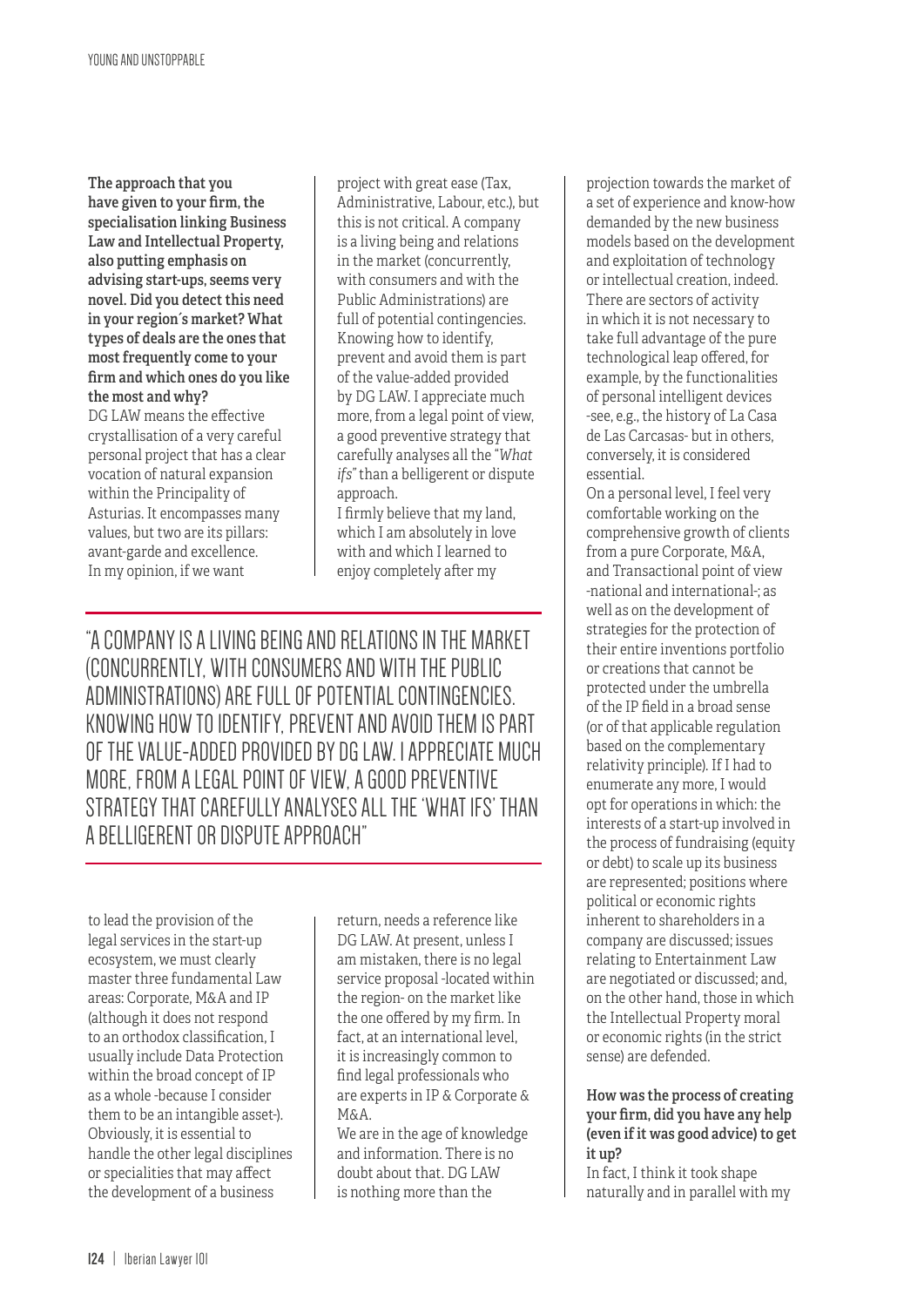**The approach that you have given to your firm, the specialisation linking Business Law and Intellectual Property, also putting emphasis on advising start-ups, seems very novel. Did you detect this need in your region´s market? What types of deals are the ones that most frequently come to your firm and which ones do you like the most and why?**

DG LAW means the effective crystallisation of a very careful personal project that has a clear vocation of natural expansion within the Principality of Asturias. It encompasses many values, but two are its pillars: avant-garde and excellence.

In my opinion, if we want to lead the provision of the legal services in the start-up ecosystem, we must clearly master three fundamental Law areas: Corporate, M&A and IP (although it does not respond to an orthodox classification, I usually include Data Protection within the broad concept of IP as a whole -because I consider them to be an intangible asset-). Obviously, it is essential to handle the other legal disciplines or specialities that may affect the development of a business project with great ease (Tax, Administrative, Labour, etc.), but this is not critical. A company is a living being and relations in the market (concurrently, with consumers and with the Public Administrations) are full of potential contingencies. Knowing how to identify, prevent and avoid them is part of the value-added provided by DG LAW. I appreciate much more, from a legal point of view, a good preventive strategy that carefully analyses all the "*What ifs*" than a belligerent or dispute approach.

I firmly believe that my land, which I am absolutely in love with and which I learned to enjoy completely after my return, needs a reference like DG LAW. At present, unless I am mistaken, there is no legal service proposal -located within the region- on the market like the one offered by my firm. In fact, at an international level, it is increasingly common to find legal professionals who are experts in IP & Corporate & M&A.

We are in the age of knowledge and information. There is no doubt about that. DG LAW is nothing more than the projection towards the market of a set of experience and know-how demanded by the new business models based on the development and exploitation of technology or intellectual creation, indeed. There are sectors of activity in which it is not necessary to take full advantage of the pure technological leap offered, for example, by the functionalities of personal intelligent devices -see, e.g., the history of La Casa de Las Carcasas- but in others, conversely, it is considered essential.

On a personal level, I feel very comfortable working on the comprehensive growth of clients from a pure Corporate, M&A, and Transactional point of view -national and international-; as well as on the development of strategies for the protection of their entire inventions portfolio or creations that cannot be protected under the umbrella of the IP field in a broad sense (or of that applicable regulation based on the complementary relativity principle). If I had to enumerate any more, I would opt for operations in which: the interests of a start-up involved in the process of fundraising (equity or debt) to scale up its business are represented; positions where political or economic rights inherent to shareholders in a company are discussed; issues relating to Entertainment Law are negotiated or discussed; and, on the other hand, those in which the Intellectual Property moral or economic rights (in the strict sense) are defended.

"A COMPANY IS A LIVING BEING AND RELATIONS IN THE MARKET (CONCURRENTLY, WITH CONSUMERS AND WITH THE PUBLIC ADMINISTRATIONS) ARE FULL OF POTENTIAL CONTINGENCIES. KNOWING HOW TO IDENTIFY, PREVENT AND AVOID THEM IS PART OF THE VALUE-ADDED PROVIDED BY DG LAW. I APPRECIATE MUCH MORE, FROM A LEGAL POINT OF VIEW, A GOOD PREVENTIVE STRATEGY THAT CAREFULLY ANALYSES ALL THE 'WHAT IFS' THAN A BELLIGERENT OR DISPUTE APPROACH"

**How was the process of creating your firm, did you have any help (even if it was good advice) to get it up?**

In fact, I think it took shape naturally and in parallel with my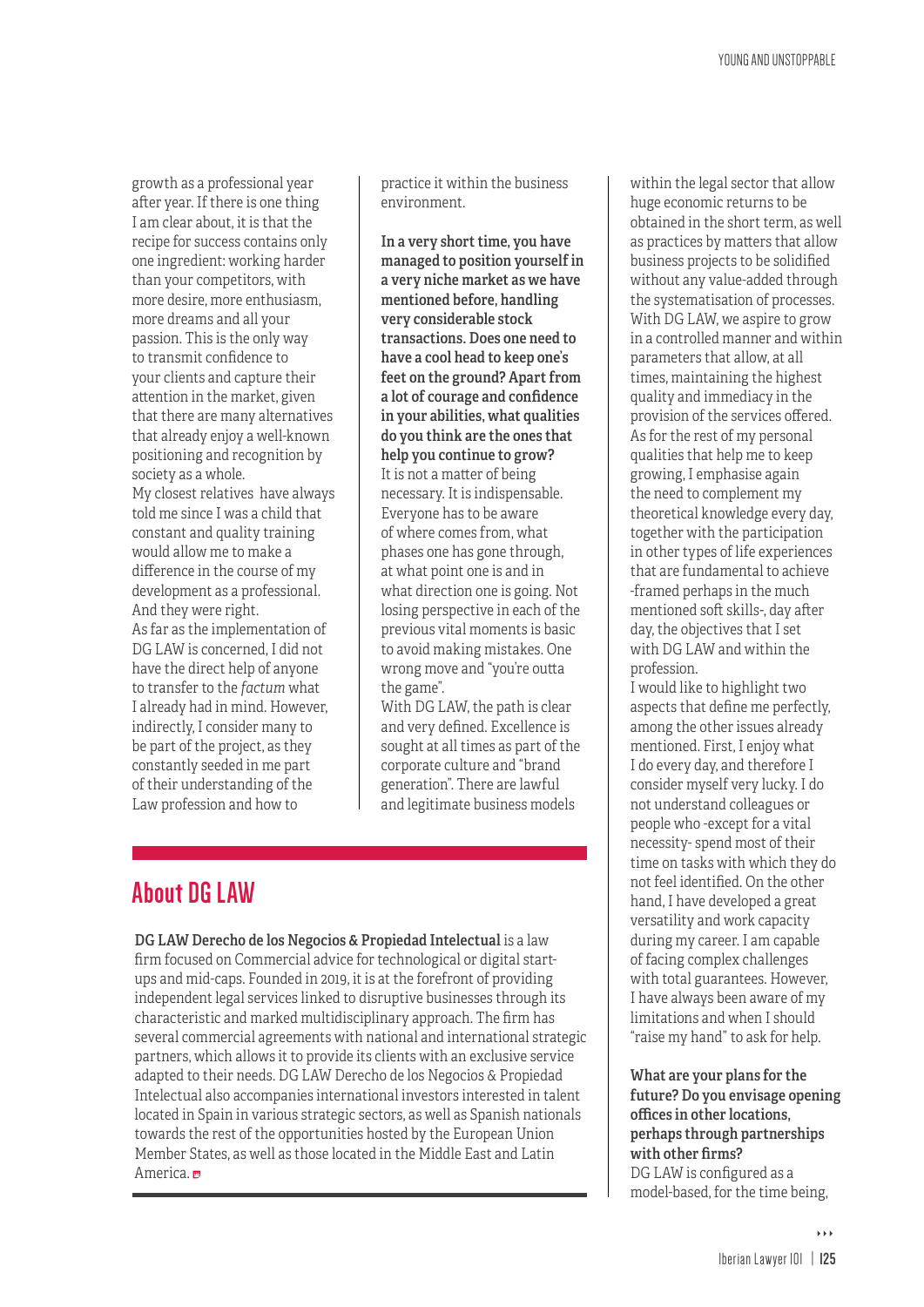growth as a professional year after year. If there is one thing I am clear about, it is that the recipe for success contains only one ingredient: working harder than your competitors, with more desire, more enthusiasm, more dreams and all your passion. This is the only way to transmit confidence to your clients and capture their attention in the market, given that there are many alternatives that already enjoy a well-known positioning and recognition by society as a whole.

My closest relatives have always told me since I was a child that constant and quality training would allow me to make a difference in the course of my development as a professional. And they were right.

As far as the implementation of DG LAW is concerned, I did not have the direct help of anyone to transfer to the *factum* what I already had in mind. However, indirectly, I consider many to be part of the project, as they constantly seeded in me part of their understanding of the Law profession and how to practice it within the business environment.

**In a very short time, you have managed to position yourself in a very niche market as we have mentioned before, handling very considerable stock transactions. Does one need to have a cool head to keep one's feet on the ground? Apart from a lot of courage and confidence in your abilities, what qualities do you think are the ones that help you continue to grow?**

It is not a matter of being necessary. It is indispensable. Everyone has to be aware of where comes from, what phases one has gone through, at what point one is and in what direction one is going. Not losing perspective in each of the previous vital moments is basic to avoid making mistakes. One wrong move and "you're outta the game".

With DG LAW, the path is clear and very defined. Excellence is sought at all times as part of the corporate culture and "brand generation". There are lawful and legitimate business models within the legal sector that allow huge economic returns to be obtained in the short term, as well as practices by matters that allow business projects to be solidified without any value-added through the systematisation of processes. With DG LAW, we aspire to grow in a controlled manner and within parameters that allow, at all times, maintaining the highest quality and immediacy in the provision of the services offered.

As for the rest of my personal qualities that help me to keep growing, I emphasise again the need to complement my theoretical knowledge every day, together with the participation in other types of life experiences that are fundamental to achieve -framed perhaps in the much mentioned soft skills-, day after day, the objectives that I set with DG LAW and within the profession.

I would like to highlight two aspects that define me perfectly, among the other issues already mentioned. First, I enjoy what I do every day, and therefore I consider myself very lucky. I do not understand colleagues or people who -except for a vital necessity- spend most of their time on tasks with which they do not feel identified. On the other hand, I have developed a great versatility and work capacity during my career. I am capable of facing complex challenges with total guarantees. However, I have always been aware of my limitations and when I should "raise my hand" to ask for help.

**What are your plans for the future? Do you envisage opening offices in other locations, perhaps through partnerships with other firms?**

DG LAW is configured as a model-based, for the time being,

## About DG LAW

**DG LAW Derecho de los Negocios & Propiedad Intelectual** is a law firm focused on Commercial advice for technological or digital start-ups and mid-caps. Founded in 2019, it is at the forefront of providing independent legal services linked to disruptive businesses through its characteristic and marked multidisciplinary approach. The firm has several commercial agreements with national and international strategic partners, which allows it to provide its clients with an exclusive service adapted to their needs. DG LAW Derecho de los Negocios & Propiedad Intelectual also accompanies international investors interested in talent located in Spain in various strategic sectors, as well as Spanish nationals towards the rest of the opportunities hosted by the European Union Member States, as well as those located in the Middle East and Latin America.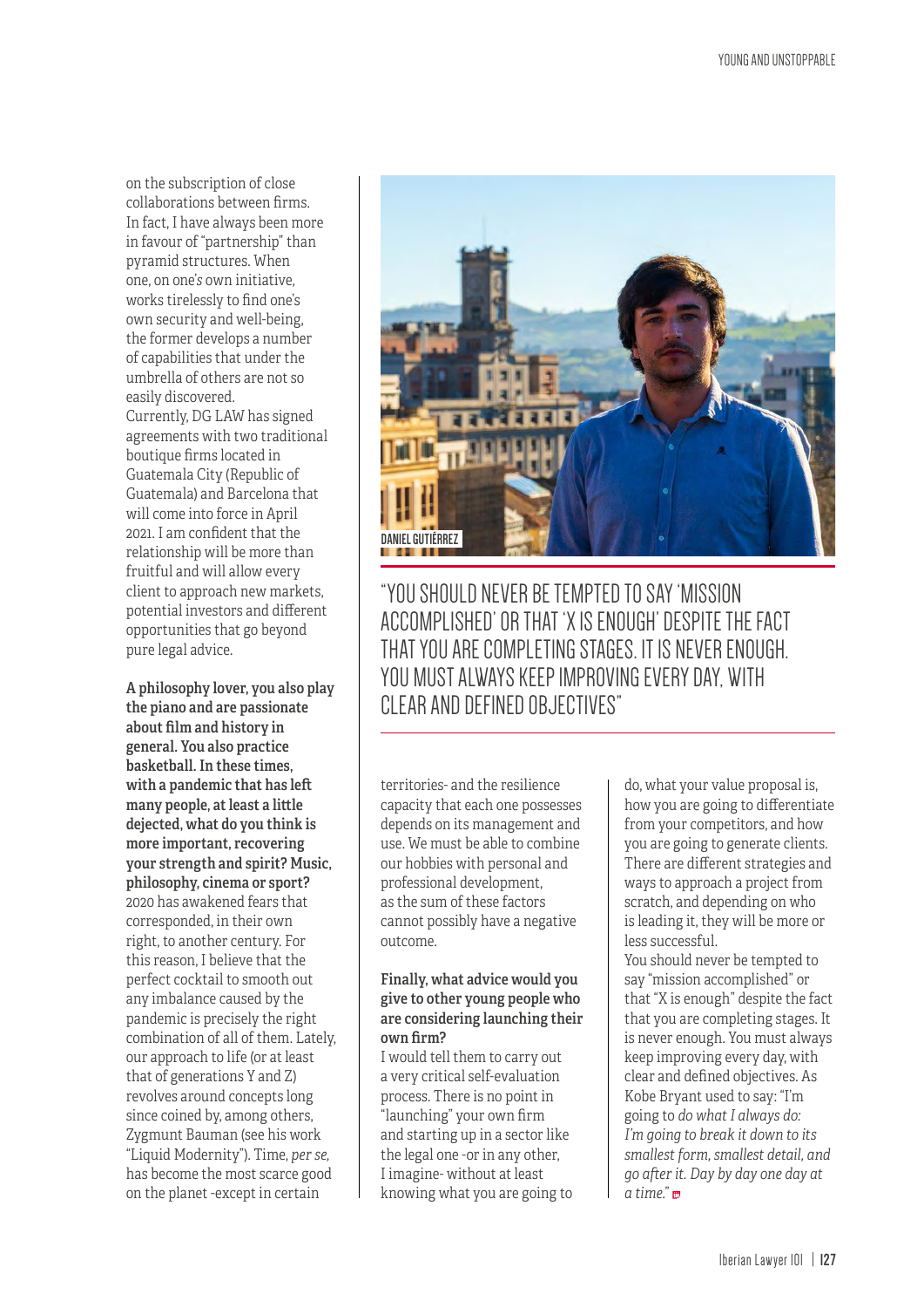on the subscription of close collaborations between firms. In fact, I have always been more in favour of "partnership" than pyramid structures. When one, on one's own initiative, works tirelessly to find one's own security and well-being, the former develops a number of capabilities that under the umbrella of others are not so easily discovered.
Currently, DG LAW has signed agreements with two traditional boutique firms located in Guatemala City (Republic of Guatemala) and Barcelona that will come into force in April 2021. I am confident that the relationship will be more than fruitful and will allow every client to approach new markets, potential investors and different opportunities that go beyond pure legal advice.

**A philosophy lover, you also play the piano and are passionate about film and history in general. You also practice basketball. In these times, with a pandemic that has left many people, at least a little dejected, what do you think is more important, recovering your strength and spirit? Music, philosophy, cinema or sport?**
2020 has awakened fears that corresponded, in their own right, to another century. For this reason, I believe that the perfect cocktail to smooth out any imbalance caused by the pandemic is precisely the right combination of all of them. Lately, our approach to life (or at least that of generations Y and Z) revolves around concepts long since coined by, among others, Zygmunt Bauman (see his work "Liquid Modernity"). Time, *per se*, has become the most scarce good on the planet -except in certain territories- and the resilience capacity that each one possesses depends on its management and use. We must be able to combine our hobbies with personal and professional development, as the sum of these factors cannot possibly have a negative outcome.

DANIEL GUTIÉRREZ

"YOU SHOULD NEVER BE TEMPTED TO SAY 'MISSION ACCOMPLISHED' OR THAT 'X IS ENOUGH' DESPITE THE FACT THAT YOU ARE COMPLETING STAGES. IT IS NEVER ENOUGH. YOU MUST ALWAYS KEEP IMPROVING EVERY DAY, WITH CLEAR AND DEFINED OBJECTIVES"

**Finally, what advice would you give to other young people who are considering launching their own firm?**
I would tell them to carry out a very critical self-evaluation process. There is no point in "launching" your own firm and starting up in a sector like the legal one -or in any other, I imagine- without at least knowing what you are going to do, what your value proposal is, how you are going to differentiate from your competitors, and how you are going to generate clients. There are different strategies and ways to approach a project from scratch, and depending on who is leading it, they will be more or less successful.
You should never be tempted to say "mission accomplished" or that "X is enough" despite the fact that you are completing stages. It is never enough. You must always keep improving every day, with clear and defined objectives. As Kobe Bryant used to say: "I'm going to *do what I always do: I'm going to break it down to its smallest form, smallest detail, and go after it. Day by day one day at a time.*"